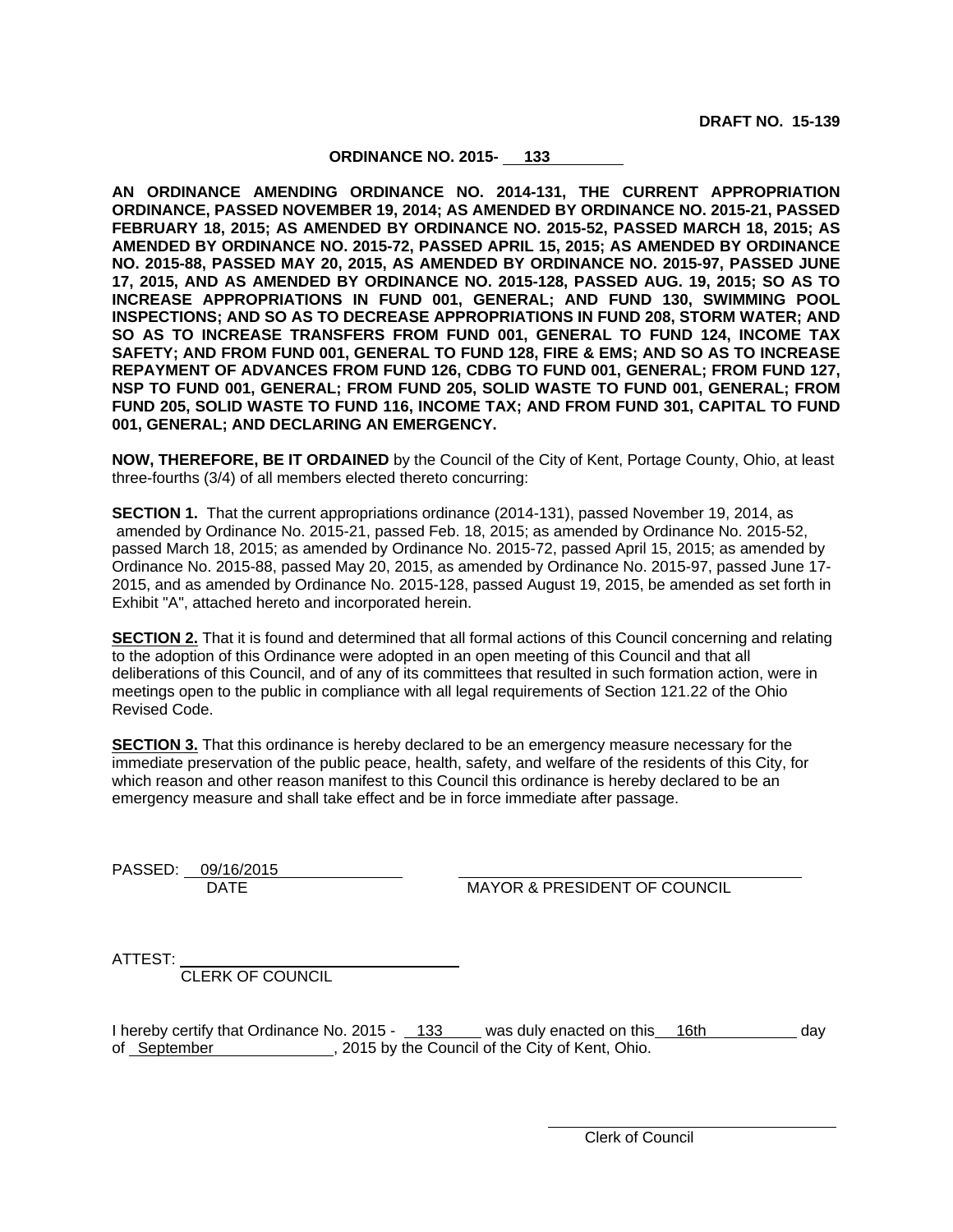**DRAFT NO. 15-139**

**ORDINANCE NO. 2015- 133**

**AN ORDINANCE AMENDING ORDINANCE NO. 2014-131, THE CURRENT APPROPRIATION ORDINANCE, PASSED NOVEMBER 19, 2014; AS AMENDED BY ORDINANCE NO. 2015-21, PASSED FEBRUARY 18, 2015; AS AMENDED BY ORDINANCE NO. 2015-52, PASSED MARCH 18, 2015; AS AMENDED BY ORDINANCE NO. 2015-72, PASSED APRIL 15, 2015; AS AMENDED BY ORDINANCE NO. 2015-88, PASSED MAY 20, 2015, AS AMENDED BY ORDINANCE NO. 2015-97, PASSED JUNE 17, 2015, AND AS AMENDED BY ORDINANCE NO. 2015-128, PASSED AUG. 19, 2015; SO AS TO INCREASE APPROPRIATIONS IN FUND 001, GENERAL; AND FUND 130, SWIMMING POOL INSPECTIONS; AND SO AS TO DECREASE APPROPRIATIONS IN FUND 208, STORM WATER; AND SO AS TO INCREASE TRANSFERS FROM FUND 001, GENERAL TO FUND 124, INCOME TAX SAFETY; AND FROM FUND 001, GENERAL TO FUND 128, FIRE & EMS; AND SO AS TO INCREASE REPAYMENT OF ADVANCES FROM FUND 126, CDBG TO FUND 001, GENERAL; FROM FUND 127, NSP TO FUND 001, GENERAL; FROM FUND 205, SOLID WASTE TO FUND 001, GENERAL; FROM FUND 205, SOLID WASTE TO FUND 116, INCOME TAX; AND FROM FUND 301, CAPITAL TO FUND 001, GENERAL; AND DECLARING AN EMERGENCY.**

**NOW, THEREFORE, BE IT ORDAINED** by the Council of the City of Kent, Portage County, Ohio, at least three-fourths (3/4) of all members elected thereto concurring:

**SECTION 1.** That the current appropriations ordinance (2014-131), passed November 19, 2014, as amended by Ordinance No. 2015-21, passed Feb. 18, 2015; as amended by Ordinance No. 2015-52, passed March 18, 2015; as amended by Ordinance No. 2015-72, passed April 15, 2015; as amended by Ordinance No. 2015-88, passed May 20, 2015, as amended by Ordinance No. 2015-97, passed June 17-2015, and as amended by Ordinance No. 2015-128, passed August 19, 2015, be amended as set forth in Exhibit "A", attached hereto and incorporated herein.

**SECTION 2.** That it is found and determined that all formal actions of this Council concerning and relating to the adoption of this Ordinance were adopted in an open meeting of this Council and that all deliberations of this Council, and of any of its committees that resulted in such formation action, were in meetings open to the public in compliance with all legal requirements of Section 121.22 of the Ohio Revised Code.

**SECTION 3.** That this ordinance is hereby declared to be an emergency measure necessary for the immediate preservation of the public peace, health, safety, and welfare of the residents of this City, for which reason and other reason manifest to this Council this ordinance is hereby declared to be an emergency measure and shall take effect and be in force immediate after passage.

PASSED: 09/16/2015
DATE

MAYOR & PRESIDENT OF COUNCIL

ATTEST: ______________________
CLERK OF COUNCIL

I hereby certify that Ordinance No. 2015 - 133 was duly enacted on this 16th day of September, 2015 by the Council of the City of Kent, Ohio.

______________________
Clerk of Council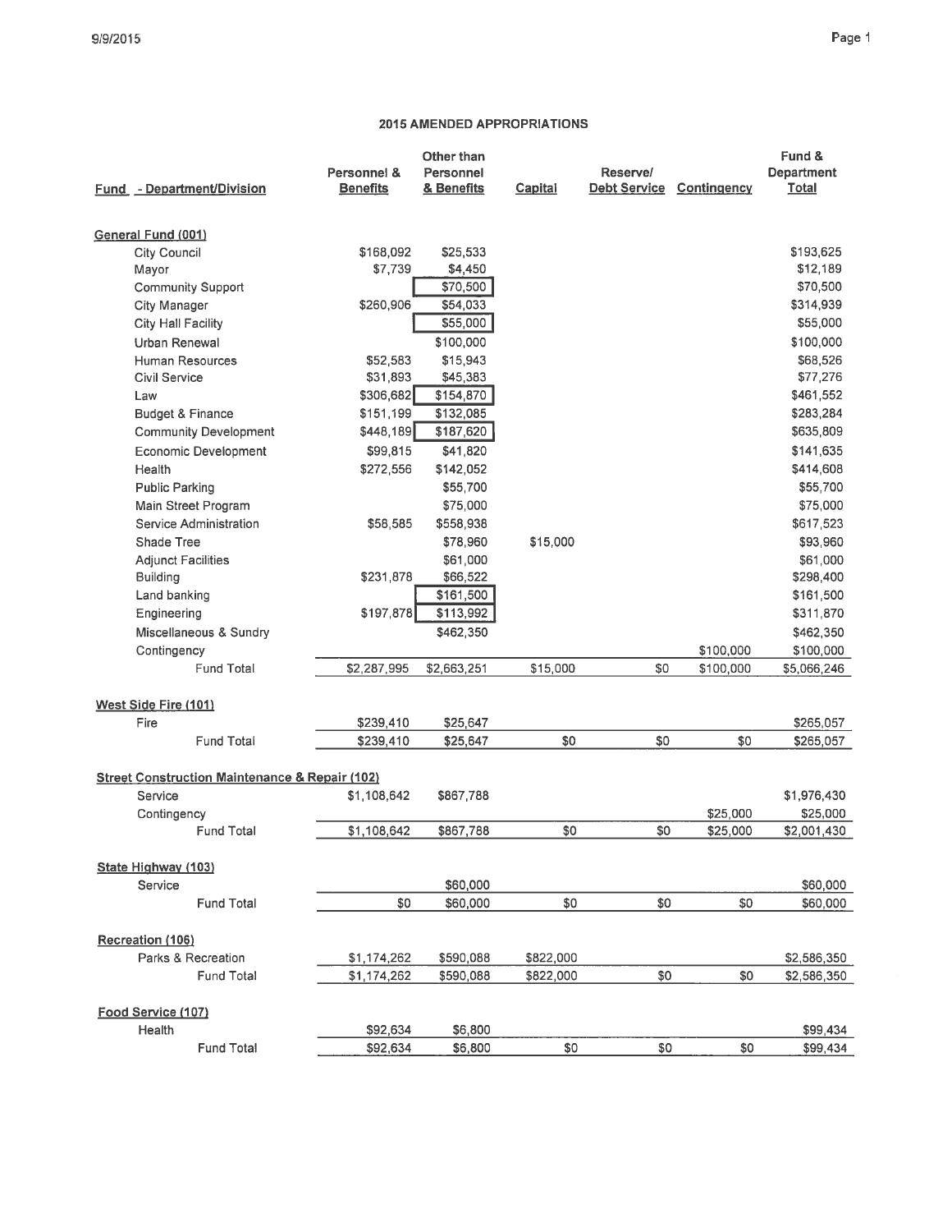## 2015 AMENDED APPROPRIATIONS

| Fund - Department/Division | Personnel & Benefits | Other than Personnel & Benefits | Capital | Reserve/ Debt Service | Contingency | Fund & Department Total |
|---|---|---|---|---|---|---|
| **General Fund (001)** | | | | | | |
| City Council | $168,092 | $25,533 | | | | $193,625 |
| Mayor | $7,739 | $4,450 | | | | $12,189 |
| Community Support | | $70,500 | | | | $70,500 |
| City Manager | $260,906 | $54,033 | | | | $314,939 |
| City Hall Facility | | $55,000 | | | | $55,000 |
| Urban Renewal | | $100,000 | | | | $100,000 |
| Human Resources | $52,583 | $15,943 | | | | $68,526 |
| Civil Service | $31,893 | $45,383 | | | | $77,276 |
| Law | $306,682 | $154,870 | | | | $461,552 |
| Budget & Finance | $151,199 | $132,085 | | | | $283,284 |
| Community Development | $448,189 | $187,620 | | | | $635,809 |
| Economic Development | $99,815 | $41,820 | | | | $141,635 |
| Health | $272,556 | $142,052 | | | | $414,608 |
| Public Parking | | $55,700 | | | | $55,700 |
| Main Street Program | | $75,000 | | | | $75,000 |
| Service Administration | $58,585 | $558,938 | | | | $617,523 |
| Shade Tree | | $78,960 | $15,000 | | | $93,960 |
| Adjunct Facilities | | $61,000 | | | | $61,000 |
| Building | $231,878 | $66,522 | | | | $298,400 |
| Land banking | | $161,500 | | | | $161,500 |
| Engineering | $197,878 | $113,992 | | | | $311,870 |
| Miscellaneous & Sundry | | $462,350 | | | | $462,350 |
| Contingency | | | | | $100,000 | $100,000 |
| Fund Total | $2,287,995 | $2,663,251 | $15,000 | $0 | $100,000 | $5,066,246 |
| **West Side Fire (101)** | | | | | | |
| Fire | $239,410 | $25,647 | | | | $265,057 |
| Fund Total | $239,410 | $25,647 | $0 | $0 | $0 | $265,057 |
| **Street Construction Maintenance & Repair (102)** | | | | | | |
| Service | $1,108,642 | $867,788 | | | | $1,976,430 |
| Contingency | | | | | $25,000 | $25,000 |
| Fund Total | $1,108,642 | $867,788 | $0 | $0 | $25,000 | $2,001,430 |
| **State Highway (103)** | | | | | | |
| Service | | $60,000 | | | | $60,000 |
| Fund Total | $0 | $60,000 | $0 | $0 | $0 | $60,000 |
| **Recreation (106)** | | | | | | |
| Parks & Recreation | $1,174,262 | $590,088 | $822,000 | | | $2,586,350 |
| Fund Total | $1,174,262 | $590,088 | $822,000 | $0 | $0 | $2,586,350 |
| **Food Service (107)** | | | | | | |
| Health | $92,634 | $6,800 | | | | $99,434 |
| Fund Total | $92,634 | $6,800 | $0 | $0 | $0 | $99,434 |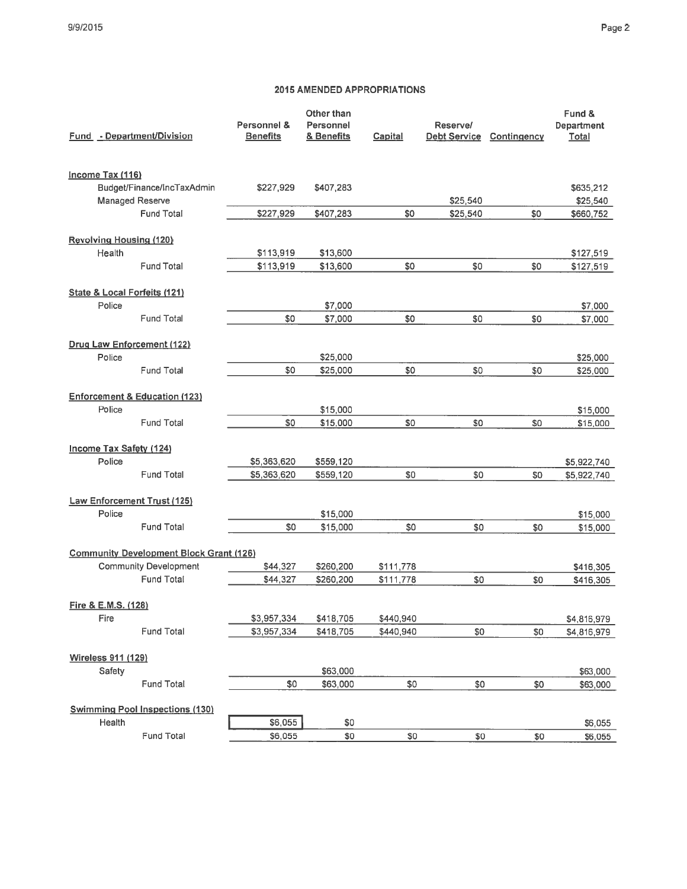## 2015 AMENDED APPROPRIATIONS

| Fund - Department/Division | Personnel & Benefits | Other than Personnel & Benefits | Capital | Reserve/ Debt Service | Contingency | Fund & Department Total |
|---|---|---|---|---|---|---|
| **Income Tax (116)** | | | | | | |
| Budget/Finance/IncTaxAdmin | $227,929 | $407,283 | | | | $635,212 |
| Managed Reserve | | | | $25,540 | | $25,540 |
| Fund Total | $227,929 | $407,283 | $0 | $25,540 | $0 | $660,752 |
| **Revolving Housing (120)** | | | | | | |
| Health | $113,919 | $13,600 | | | | $127,519 |
| Fund Total | $113,919 | $13,600 | $0 | $0 | $0 | $127,519 |
| **State & Local Forfeits (121)** | | | | | | |
| Police | | $7,000 | | | | $7,000 |
| Fund Total | $0 | $7,000 | $0 | $0 | $0 | $7,000 |
| **Drug Law Enforcement (122)** | | | | | | |
| Police | | $25,000 | | | | $25,000 |
| Fund Total | $0 | $25,000 | $0 | $0 | $0 | $25,000 |
| **Enforcement & Education (123)** | | | | | | |
| Police | | $15,000 | | | | $15,000 |
| Fund Total | $0 | $15,000 | $0 | $0 | $0 | $15,000 |
| **Income Tax Safety (124)** | | | | | | |
| Police | $5,363,620 | $559,120 | | | | $5,922,740 |
| Fund Total | $5,363,620 | $559,120 | $0 | $0 | $0 | $5,922,740 |
| **Law Enforcement Trust (125)** | | | | | | |
| Police | | $15,000 | | | | $15,000 |
| Fund Total | $0 | $15,000 | $0 | $0 | $0 | $15,000 |
| **Community Development Block Grant (126)** | | | | | | |
| Community Development | $44,327 | $260,200 | $111,778 | | | $416,305 |
| Fund Total | $44,327 | $260,200 | $111,778 | $0 | $0 | $416,305 |
| **Fire & E.M.S. (128)** | | | | | | |
| Fire | $3,957,334 | $418,705 | $440,940 | | | $4,816,979 |
| Fund Total | $3,957,334 | $418,705 | $440,940 | $0 | $0 | $4,816,979 |
| **Wireless 911 (129)** | | | | | | |
| Safety | | $63,000 | | | | $63,000 |
| Fund Total | $0 | $63,000 | $0 | $0 | $0 | $63,000 |
| **Swimming Pool Inspections (130)** | | | | | | |
| Health | $6,055 | $0 | | | | $6,055 |
| Fund Total | $6,055 | $0 | $0 | $0 | $0 | $6,055 |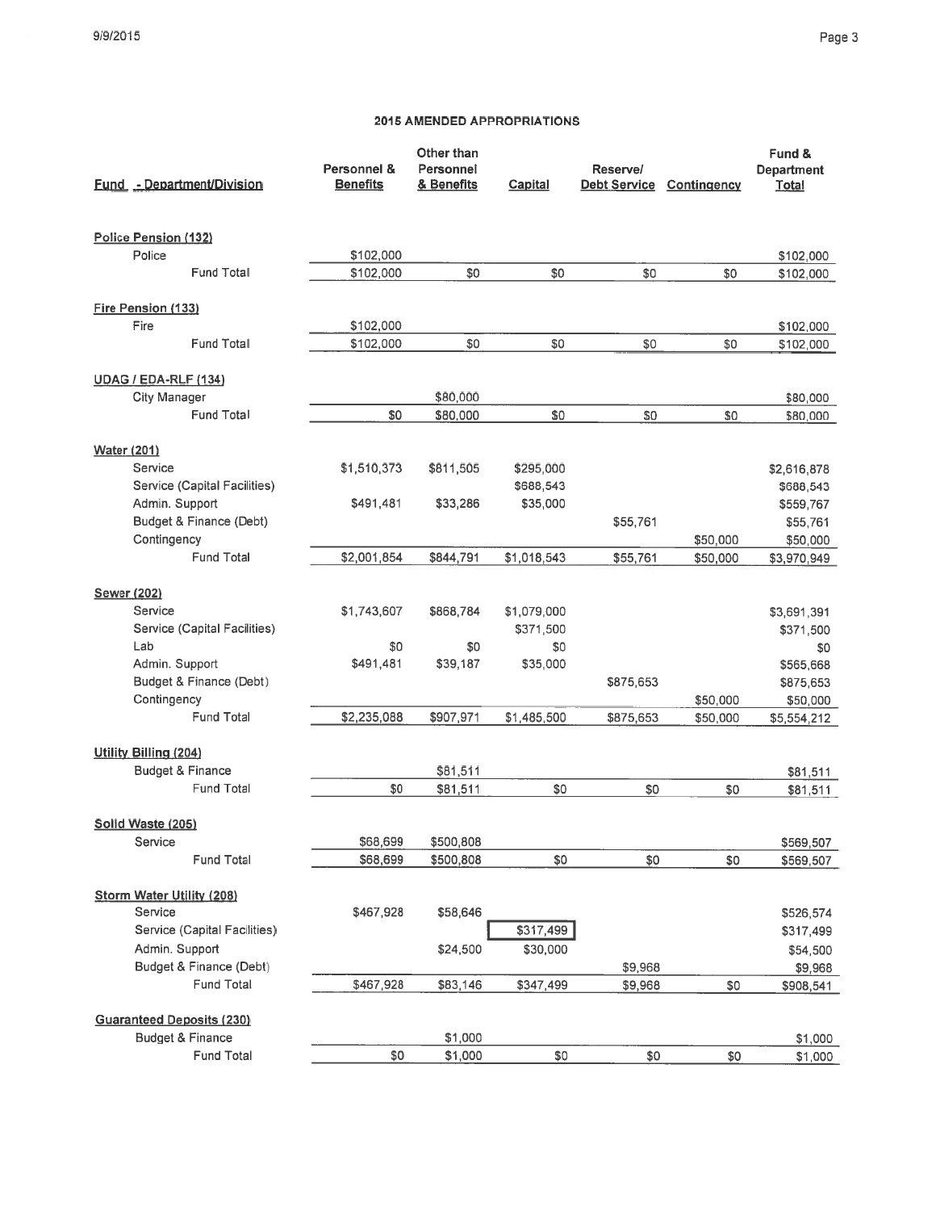## 2015 AMENDED APPROPRIATIONS

| Fund - Department/Division | Personnel & Benefits | Other than Personnel & Benefits | Capital | Reserve/ Debt Service | Contingency | Fund & Department Total |
|---|---|---|---|---|---|---|
| **Police Pension (132)** | | | | | | |
| Police | $102,000 | | | | | $102,000 |
| Fund Total | $102,000 | $0 | $0 | $0 | $0 | $102,000 |
| **Fire Pension (133)** | | | | | | |
| Fire | $102,000 | | | | | $102,000 |
| Fund Total | $102,000 | $0 | $0 | $0 | $0 | $102,000 |
| **UDAG / EDA-RLF (134)** | | | | | | |
| City Manager | | $80,000 | | | | $80,000 |
| Fund Total | $0 | $80,000 | $0 | $0 | $0 | $80,000 |
| **Water (201)** | | | | | | |
| Service | $1,510,373 | $811,505 | $295,000 | | | $2,616,878 |
| Service (Capital Facilities) | | | $688,543 | | | $688,543 |
| Admin. Support | $491,481 | $33,286 | $35,000 | | | $559,767 |
| Budget & Finance (Debt) | | | | $55,761 | | $55,761 |
| Contingency | | | | | $50,000 | $50,000 |
| Fund Total | $2,001,854 | $844,791 | $1,018,543 | $55,761 | $50,000 | $3,970,949 |
| **Sewer (202)** | | | | | | |
| Service | $1,743,607 | $868,784 | $1,079,000 | | | $3,691,391 |
| Service (Capital Facilities) | | | $371,500 | | | $371,500 |
| Lab | $0 | $0 | $0 | | | $0 |
| Admin. Support | $491,481 | $39,187 | $35,000 | | | $565,668 |
| Budget & Finance (Debt) | | | | $875,653 | | $875,653 |
| Contingency | | | | | $50,000 | $50,000 |
| Fund Total | $2,235,088 | $907,971 | $1,485,500 | $875,653 | $50,000 | $5,554,212 |
| **Utility Billing (204)** | | | | | | |
| Budget & Finance | | $81,511 | | | | $81,511 |
| Fund Total | $0 | $81,511 | $0 | $0 | $0 | $81,511 |
| **Solid Waste (205)** | | | | | | |
| Service | $68,699 | $500,808 | | | | $569,507 |
| Fund Total | $68,699 | $500,808 | $0 | $0 | $0 | $569,507 |
| **Storm Water Utility (208)** | | | | | | |
| Service | $467,928 | $58,646 | | | | $526,574 |
| Service (Capital Facilities) | | | $317,499 | | | $317,499 |
| Admin. Support | | $24,500 | $30,000 | | | $54,500 |
| Budget & Finance (Debt) | | | | $9,968 | | $9,968 |
| Fund Total | $467,928 | $83,146 | $347,499 | $9,968 | $0 | $908,541 |
| **Guaranteed Deposits (230)** | | | | | | |
| Budget & Finance | | $1,000 | | | | $1,000 |
| Fund Total | $0 | $1,000 | $0 | $0 | $0 | $1,000 |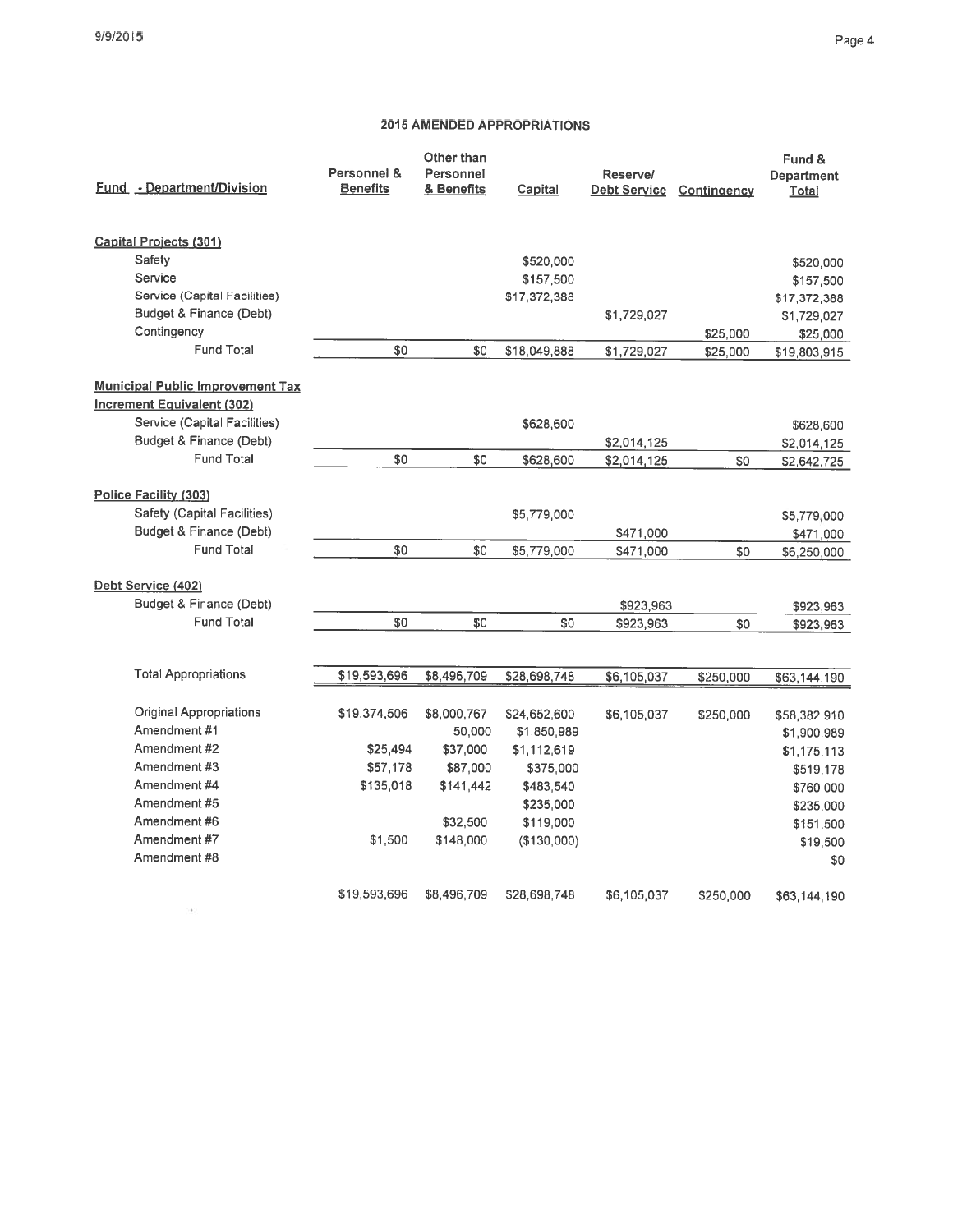## 2015 AMENDED APPROPRIATIONS

| Fund - Department/Division | Personnel & Benefits | Other than Personnel & Benefits | Capital | Reserve/ Debt Service | Contingency | Fund & Department Total |
|---|---|---|---|---|---|---|
| **Capital Projects (301)** | | | | | | |
| Safety | | | $520,000 | | | $520,000 |
| Service | | | $157,500 | | | $157,500 |
| Service (Capital Facilities) | | | $17,372,388 | | | $17,372,388 |
| Budget & Finance (Debt) | | | | $1,729,027 | | $1,729,027 |
| Contingency | | | | | $25,000 | $25,000 |
| Fund Total | $0 | $0 | $18,049,888 | $1,729,027 | $25,000 | $19,803,915 |
| **Municipal Public Improvement Tax Increment Equivalent (302)** | | | | | | |
| Service (Capital Facilities) | | | $628,600 | | | $628,600 |
| Budget & Finance (Debt) | | | | $2,014,125 | | $2,014,125 |
| Fund Total | $0 | $0 | $628,600 | $2,014,125 | $0 | $2,642,725 |
| **Police Facility (303)** | | | | | | |
| Safety (Capital Facilities) | | | $5,779,000 | | | $5,779,000 |
| Budget & Finance (Debt) | | | | $471,000 | | $471,000 |
| Fund Total | $0 | $0 | $5,779,000 | $471,000 | $0 | $6,250,000 |
| **Debt Service (402)** | | | | | | |
| Budget & Finance (Debt) | | | | $923,963 | | $923,963 |
| Fund Total | $0 | $0 | $0 | $923,963 | $0 | $923,963 |
| Total Appropriations | $19,593,696 | $8,496,709 | $28,698,748 | $6,105,037 | $250,000 | $63,144,190 |
| Original Appropriations | $19,374,506 | $8,000,767 | $24,652,600 | $6,105,037 | $250,000 | $58,382,910 |
| Amendment #1 | | 50,000 | $1,850,989 | | | $1,900,989 |
| Amendment #2 | $25,494 | $37,000 | $1,112,619 | | | $1,175,113 |
| Amendment #3 | $57,178 | $87,000 | $375,000 | | | $519,178 |
| Amendment #4 | $135,018 | $141,442 | $483,540 | | | $760,000 |
| Amendment #5 | | | $235,000 | | | $235,000 |
| Amendment #6 | | $32,500 | $119,000 | | | $151,500 |
| Amendment #7 | $1,500 | $148,000 | ($130,000) | | | $19,500 |
| Amendment #8 | | | | | | $0 |
| | $19,593,696 | $8,496,709 | $28,698,748 | $6,105,037 | $250,000 | $63,144,190 |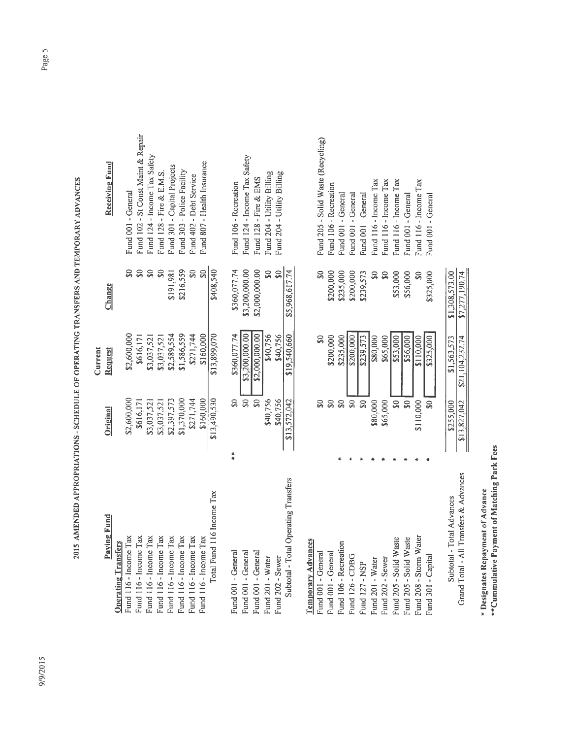# 2015 AMENDED APPROPRIATIONS - SCHEDULE OF OPERATING TRANSFERS AND TEMPORARY ADVANCES

| Paying Fund | | Original | Current Request | Change | Receiving Fund |
|---|---|---|---|---|---|
| **Operating Transfers** | | | | | |
| Fund 116 - Income Tax | | $2,600,000 | $2,600,000 | $0 | Fund 001 - General |
| Fund 116 - Income Tax | | $616,171 | $616,171 | $0 | Fund 102 - St Const Maint & Repair |
| Fund 116 - Income Tax | | $3,037,521 | $3,037,521 | $0 | Fund 124 - Income Tax Safety |
| Fund 116 - Income Tax | | $3,037,521 | $3,037,521 | $0 | Fund 128 - Fire & E.M.S. |
| Fund 116 - Income Tax | | $2,397,573 | $2,589,554 | $191,981 | Fund 301 - Capital Projects |
| Fund 116 - Income Tax | | $1,370,000 | $1,586,559 | $216,559 | Fund 303 - Police Facility |
| Fund 116 - Income Tax | | $271,744 | $271,744 | $0 | Fund 402 - Debt Service |
| Fund 116 - Income Tax | | $160,000 | $160,000 | $0 | Fund 807 - Health Insurance |
| Total Fund 116 Income Tax | | $13,490,530 | $13,899,070 | $408,540 | |
| Fund 001 - General | ** | $0 | $360,077.74 | $360,077.74 | Fund 106 - Recreation |
| Fund 001 - General | | $0 | $3,200,000.00 | $3,200,000.00 | Fund 124 - Income Tax Safety |
| Fund 001 - General | | $0 | $2,000,000.00 | $2,000,000.00 | Fund 128 - Fire & EMS |
| Fund 201 - Water | | $40,756 | $40,756 | $0 | Fund 204 - Utility Billing |
| Fund 202 - Sewer | | $40,756 | $40,756 | $0 | Fund 204 - Utility Billing |
| Subtotal - Total Operating Transfers | | $13,572,042 | $19,540,660 | $5,968,617.74 | |
| **Temporary Advances** | | | | | |
| Fund 001 - General | | $0 | $0 | $0 | Fund 205 - Solid Waste (Recycling) |
| Fund 001 - General | | $0 | $200,000 | $200,000 | Fund 106 - Recreation |
| Fund 106 - Recreation | * | $0 | $235,000 | $235,000 | Fund 001 - General |
| Fund 126 - CDBG | * | $0 | $200,000 | $200,000 | Fund 001 - General |
| Fund 127 - NSP | * | $0 | $239,573 | $239,573 | Fund 001 - General |
| Fund 201 - Water | * | $80,000 | $80,000 | $0 | Fund 116 - Income Tax |
| Fund 202 - Sewer | * | $65,000 | $65,000 | $0 | Fund 116 - Income Tax |
| Fund 205 - Solid Waste | * | $0 | $53,000 | $53,000 | Fund 116 - Income Tax |
| Fund 205 - Solid Waste | * | $0 | $56,000 | $56,000 | Fund 001 - General |
| Fund 208 - Storm Water | * | $110,000 | $110,000 | $0 | Fund 116 - Income Tax |
| Fund 301 - Capital | * | $0 | $325,000 | $325,000 | Fund 001 - General |
| Subtotal - Total Advances | | $255,000 | $1,563,573 | $1,308,573.00 | |
| Grand Total - All Transfers & Advances | | $13,827,042 | $21,104,232.74 | $7,277,190.74 | |

**\* Designates Repayment of Advance**
**\*\*Cummulative Payment of Matching Park Fees**